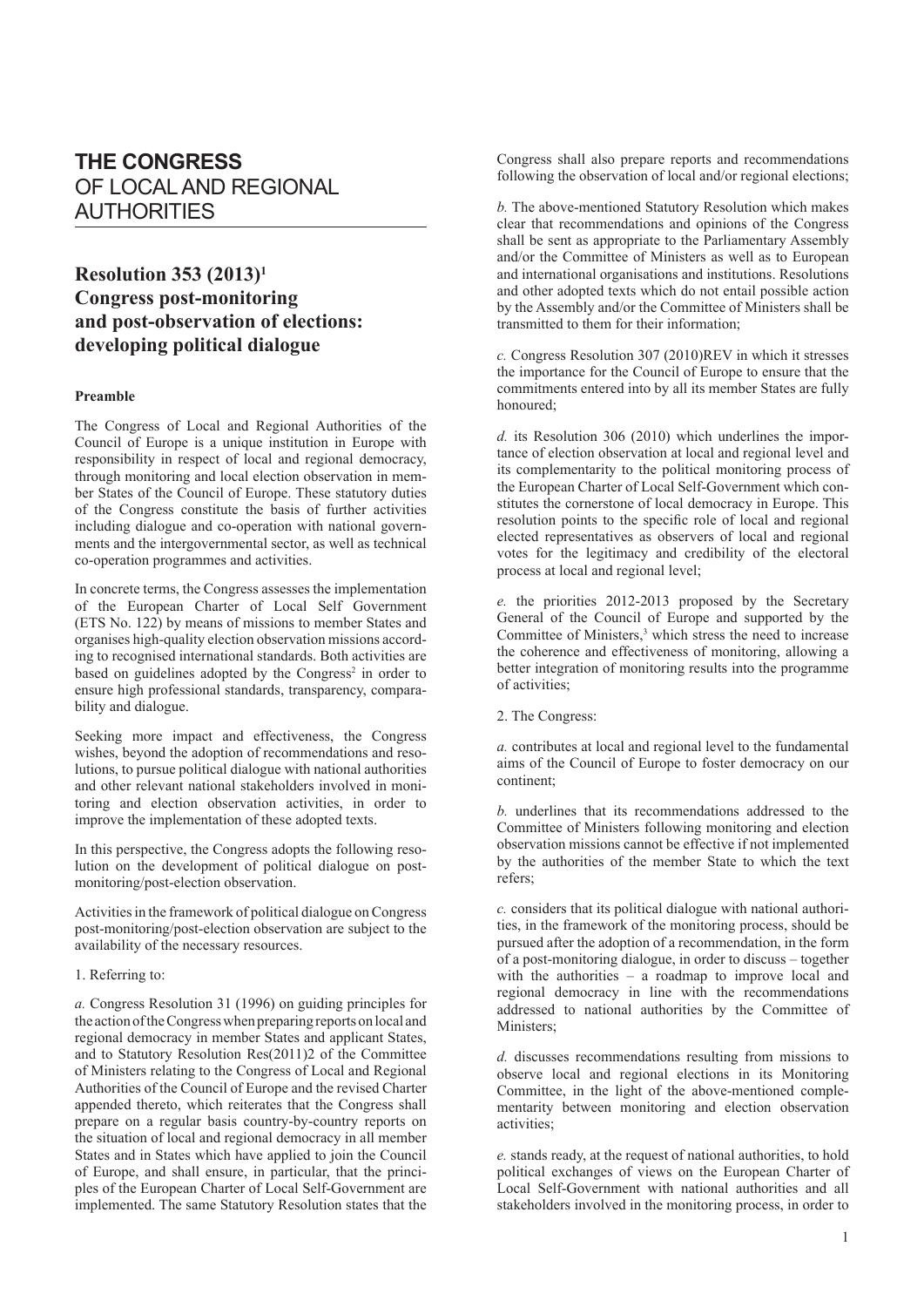# THE CONGRESS OF LOCAL AND REGIONAL AUTHORITIES

## Resolution 353 (2013)[1] Congress post-monitoring and post-observation of elections: developing political dialogue

**Preamble**

The Congress of Local and Regional Authorities of the Council of Europe is a unique institution in Europe with responsibility in respect of local and regional democracy, through monitoring and local election observation in member States of the Council of Europe. These statutory duties of the Congress constitute the basis of further activities including dialogue and co-operation with national governments and the intergovernmental sector, as well as technical co-operation programmes and activities.

In concrete terms, the Congress assesses the implementation of the European Charter of Local Self Government (ETS No. 122) by means of missions to member States and organises high-quality election observation missions according to recognised international standards. Both activities are based on guidelines adopted by the Congress[2] in order to ensure high professional standards, transparency, comparability and dialogue.

Seeking more impact and effectiveness, the Congress wishes, beyond the adoption of recommendations and resolutions, to pursue political dialogue with national authorities and other relevant national stakeholders involved in monitoring and election observation activities, in order to improve the implementation of these adopted texts.

In this perspective, the Congress adopts the following resolution on the development of political dialogue on post-monitoring/post-election observation.

Activities in the framework of political dialogue on Congress post-monitoring/post-election observation are subject to the availability of the necessary resources.

1. Referring to:

*a.* Congress Resolution 31 (1996) on guiding principles for the action of the Congress when preparing reports on local and regional democracy in member States and applicant States, and to Statutory Resolution Res(2011)2 of the Committee of Ministers relating to the Congress of Local and Regional Authorities of the Council of Europe and the revised Charter appended thereto, which reiterates that the Congress shall prepare on a regular basis country-by-country reports on the situation of local and regional democracy in all member States and in States which have applied to join the Council of Europe, and shall ensure, in particular, that the principles of the European Charter of Local Self-Government are implemented. The same Statutory Resolution states that the Congress shall also prepare reports and recommendations following the observation of local and/or regional elections;

*b.* The above-mentioned Statutory Resolution which makes clear that recommendations and opinions of the Congress shall be sent as appropriate to the Parliamentary Assembly and/or the Committee of Ministers as well as to European and international organisations and institutions. Resolutions and other adopted texts which do not entail possible action by the Assembly and/or the Committee of Ministers shall be transmitted to them for their information;

*c.* Congress Resolution 307 (2010)REV in which it stresses the importance for the Council of Europe to ensure that the commitments entered into by all its member States are fully honoured;

*d.* its Resolution 306 (2010) which underlines the importance of election observation at local and regional level and its complementarity to the political monitoring process of the European Charter of Local Self-Government which constitutes the cornerstone of local democracy in Europe. This resolution points to the specific role of local and regional elected representatives as observers of local and regional votes for the legitimacy and credibility of the electoral process at local and regional level;

*e.* the priorities 2012-2013 proposed by the Secretary General of the Council of Europe and supported by the Committee of Ministers,[3] which stress the need to increase the coherence and effectiveness of monitoring, allowing a better integration of monitoring results into the programme of activities;

2. The Congress:

*a.* contributes at local and regional level to the fundamental aims of the Council of Europe to foster democracy on our continent;

*b.* underlines that its recommendations addressed to the Committee of Ministers following monitoring and election observation missions cannot be effective if not implemented by the authorities of the member State to which the text refers;

*c.* considers that its political dialogue with national authorities, in the framework of the monitoring process, should be pursued after the adoption of a recommendation, in the form of a post-monitoring dialogue, in order to discuss – together with the authorities – a roadmap to improve local and regional democracy in line with the recommendations addressed to national authorities by the Committee of Ministers;

*d.* discusses recommendations resulting from missions to observe local and regional elections in its Monitoring Committee, in the light of the above-mentioned complementarity between monitoring and election observation activities;

*e.* stands ready, at the request of national authorities, to hold political exchanges of views on the European Charter of Local Self-Government with national authorities and all stakeholders involved in the monitoring process, in order to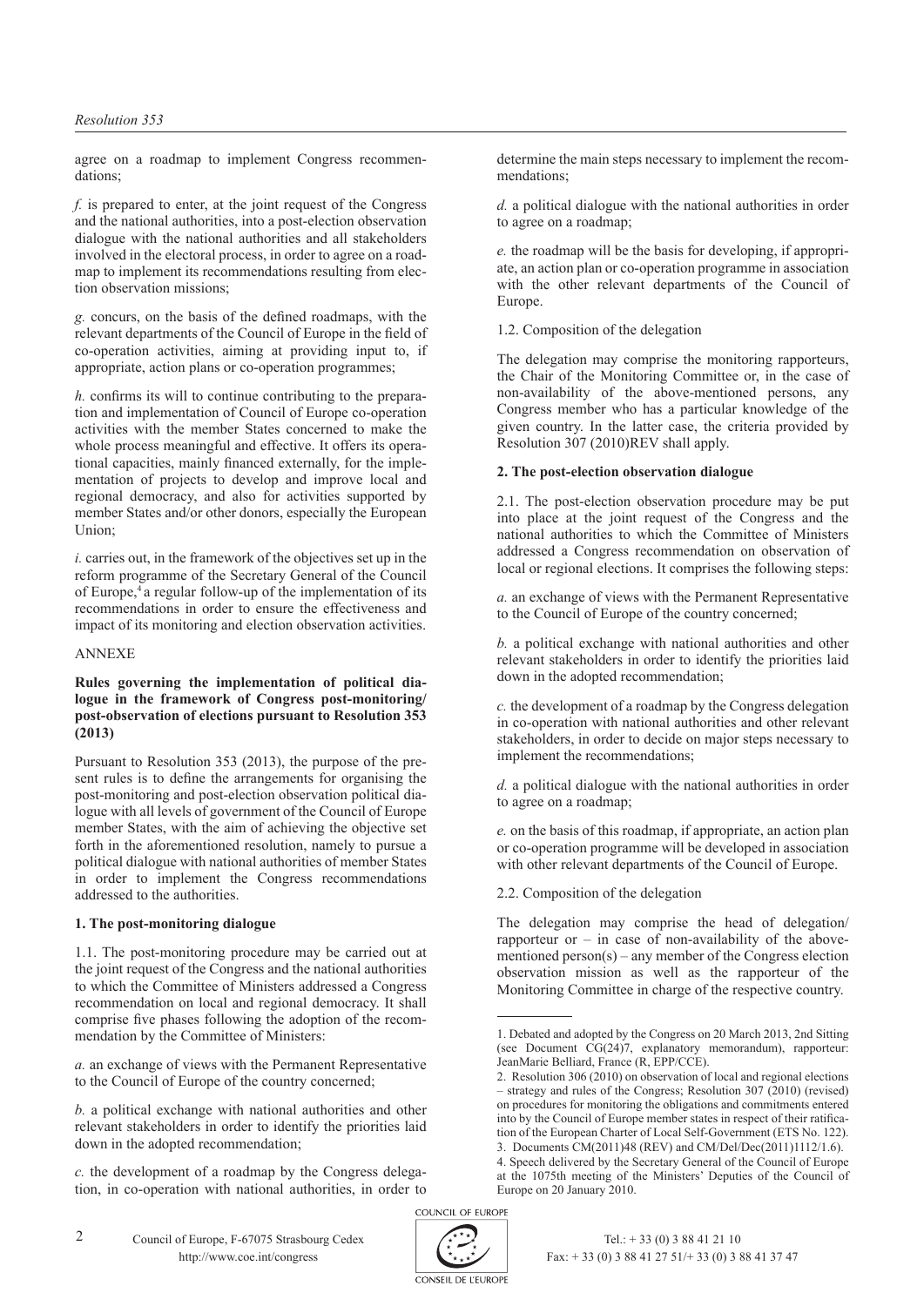agree on a roadmap to implement Congress recommendations;

*f.* is prepared to enter, at the joint request of the Congress and the national authorities, into a post-election observation dialogue with the national authorities and all stakeholders involved in the electoral process, in order to agree on a roadmap to implement its recommendations resulting from election observation missions;

*g.* concurs, on the basis of the defined roadmaps, with the relevant departments of the Council of Europe in the field of co-operation activities, aiming at providing input to, if appropriate, action plans or co-operation programmes;

*h.* confirms its will to continue contributing to the preparation and implementation of Council of Europe co-operation activities with the member States concerned to make the whole process meaningful and effective. It offers its operational capacities, mainly financed externally, for the implementation of projects to develop and improve local and regional democracy, and also for activities supported by member States and/or other donors, especially the European Union;

*i.* carries out, in the framework of the objectives set up in the reform programme of the Secretary General of the Council of Europe,[4] a regular follow-up of the implementation of its recommendations in order to ensure the effectiveness and impact of its monitoring and election observation activities.

ANNEXE

**Rules governing the implementation of political dialogue in the framework of Congress post-monitoring/post-observation of elections pursuant to Resolution 353 (2013)**

Pursuant to Resolution 353 (2013), the purpose of the present rules is to define the arrangements for organising the post-monitoring and post-election observation political dialogue with all levels of government of the Council of Europe member States, with the aim of achieving the objective set forth in the aforementioned resolution, namely to pursue a political dialogue with national authorities of member States in order to implement the Congress recommendations addressed to the authorities.

**1. The post-monitoring dialogue**

1.1. The post-monitoring procedure may be carried out at the joint request of the Congress and the national authorities to which the Committee of Ministers addressed a Congress recommendation on local and regional democracy. It shall comprise five phases following the adoption of the recommendation by the Committee of Ministers:

*a.* an exchange of views with the Permanent Representative to the Council of Europe of the country concerned;

*b.* a political exchange with national authorities and other relevant stakeholders in order to identify the priorities laid down in the adopted recommendation;

*c.* the development of a roadmap by the Congress delegation, in co-operation with national authorities, in order to determine the main steps necessary to implement the recommendations;

*d.* a political dialogue with the national authorities in order to agree on a roadmap;

*e.* the roadmap will be the basis for developing, if appropriate, an action plan or co-operation programme in association with the other relevant departments of the Council of Europe.

1.2. Composition of the delegation

The delegation may comprise the monitoring rapporteurs, the Chair of the Monitoring Committee or, in the case of non-availability of the above-mentioned persons, any Congress member who has a particular knowledge of the given country. In the latter case, the criteria provided by Resolution 307 (2010)REV shall apply.

**2. The post-election observation dialogue**

2.1. The post-election observation procedure may be put into place at the joint request of the Congress and the national authorities to which the Committee of Ministers addressed a Congress recommendation on observation of local or regional elections. It comprises the following steps:

*a.* an exchange of views with the Permanent Representative to the Council of Europe of the country concerned;

*b.* a political exchange with national authorities and other relevant stakeholders in order to identify the priorities laid down in the adopted recommendation;

*c.* the development of a roadmap by the Congress delegation in co-operation with national authorities and other relevant stakeholders, in order to decide on major steps necessary to implement the recommendations;

*d.* a political dialogue with the national authorities in order to agree on a roadmap;

*e.* on the basis of this roadmap, if appropriate, an action plan or co-operation programme will be developed in association with other relevant departments of the Council of Europe.

2.2. Composition of the delegation

The delegation may comprise the head of delegation/rapporteur or – in case of non-availability of the above-mentioned person(s) – any member of the Congress election observation mission as well as the rapporteur of the Monitoring Committee in charge of the respective country.

---

1. Debated and adopted by the Congress on 20 March 2013, 2nd Sitting (see Document CG(24)7, explanatory memorandum), rapporteur: JeanMarie Belliard, France (R, EPP/CCE).

2. Resolution 306 (2010) on observation of local and regional elections – strategy and rules of the Congress; Resolution 307 (2010) (revised) on procedures for monitoring the obligations and commitments entered into by the Council of Europe member states in respect of their ratification of the European Charter of Local Self-Government (ETS No. 122).

3. Documents CM(2011)48 (REV) and CM/Del/Dec(2011)1112/1.6).

4. Speech delivered by the Secretary General of the Council of Europe at the 1075th meeting of the Ministers' Deputies of the Council of Europe on 20 January 2010.